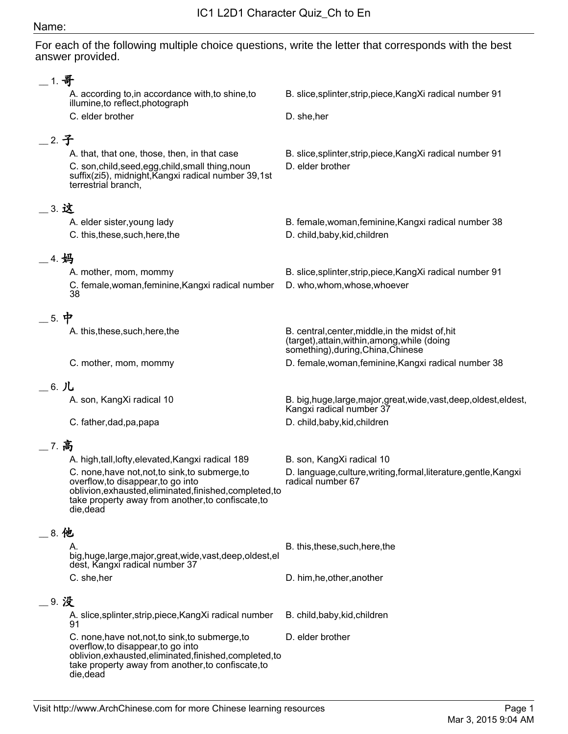# IC1 L2D1 Character Quiz_Ch to En

Name:

For each of the following multiple choice questions, write the letter that corresponds with the best answer provided.

__ 1. **哥**

A. according to,in accordance with,to shine,to illumine,to reflect,photograph

B. slice,splinter,strip,piece,KangXi radical number 91

C. elder brother

D. she,her

__ 2. **子**

A. that, that one, those, then, in that case

B. slice,splinter,strip,piece,KangXi radical number 91

C. son,child,seed,egg,child,small thing,noun suffix(zi5), midnight,Kangxi radical number 39,1st terrestrial branch,

D. elder brother

__ 3. **这**

A. elder sister,young lady

B. female,woman,feminine,Kangxi radical number 38

C. this,these,such,here,the

D. child,baby,kid,children

__ 4. **妈**

A. mother, mom, mommy

B. slice,splinter,strip,piece,KangXi radical number 91

C. female,woman,feminine,Kangxi radical number 38

D. who,whom,whose,whoever

__ 5. **中**

A. this,these,such,here,the

B. central,center,middle,in the midst of,hit (target),attain,within,among,while (doing something),during,China,Chinese

C. mother, mom, mommy

D. female,woman,feminine,Kangxi radical number 38

__ 6. **儿**

A. son, KangXi radical 10

B. big,huge,large,major,great,wide,vast,deep,oldest,eldest, Kangxi radical number 37

C. father,dad,pa,papa

D. child,baby,kid,children

__ 7. **高**

A. high,tall,lofty,elevated,Kangxi radical 189

B. son, KangXi radical 10

C. none,have not,not,to sink,to submerge,to overflow,to disappear,to go into oblivion,exhausted,eliminated,finished,completed,to take property away from another,to confiscate,to die,dead

D. language,culture,writing,formal,literature,gentle,Kangxi radical number 67

__ 8. **他**

A. big,huge,large,major,great,wide,vast,deep,oldest,eldest, Kangxi radical number 37

B. this,these,such,here,the

C. she,her

D. him,he,other,another

__ 9. **没**

A. slice,splinter,strip,piece,KangXi radical number 91

B. child,baby,kid,children

C. none,have not,not,to sink,to submerge,to overflow,to disappear,to go into oblivion,exhausted,eliminated,finished,completed,to take property away from another,to confiscate,to die,dead

D. elder brother

Visit http://www.ArchChinese.com for more Chinese learning resources

Mar 3, 2015 9:04 AM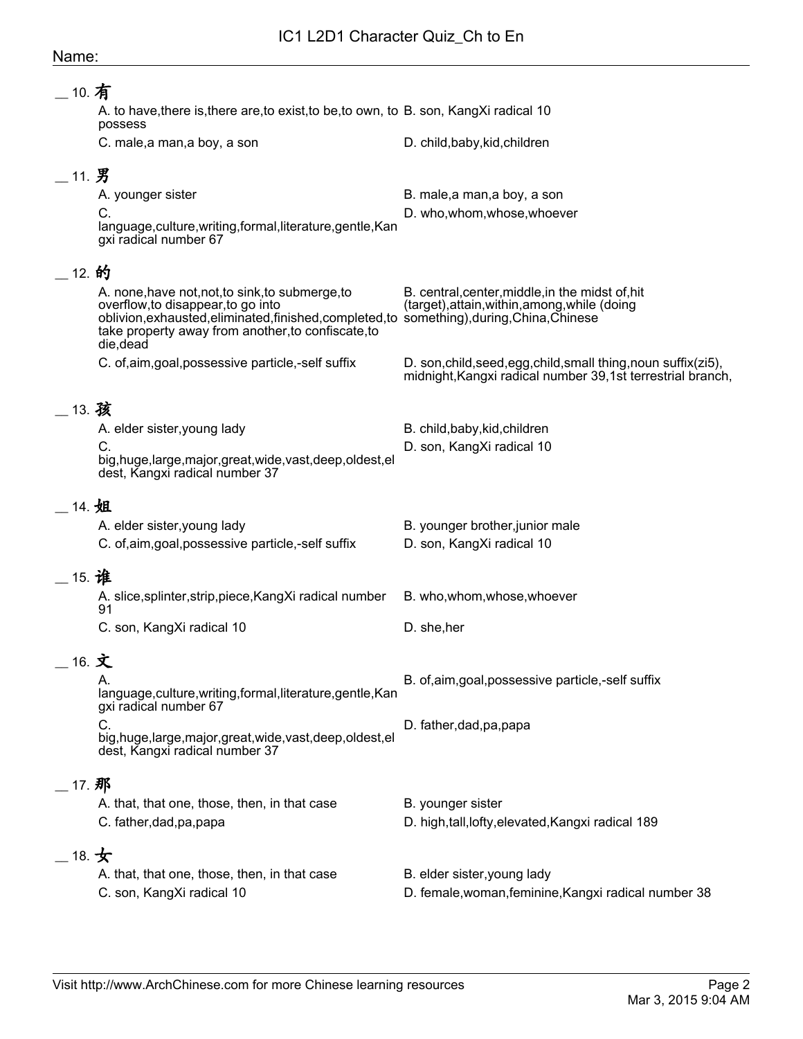Name:

__ 10. 有

A. to have,there is,there are,to exist,to be,to own, to possess

B. son, KangXi radical 10

C. male,a man,a boy, a son

D. child,baby,kid,children

__ 11. 男

A. younger sister

B. male,a man,a boy, a son

C. language,culture,writing,formal,literature,gentle,Kangxi radical number 67

D. who,whom,whose,whoever

__ 12. 的

A. none,have not,not,to sink,to submerge,to overflow,to disappear,to go into oblivion,exhausted,eliminated,finished,completed,to take property away from another,to confiscate,to die,dead

B. central,center,middle,in the midst of,hit (target),attain,within,among,while (doing something),during,China,Chinese

C. of,aim,goal,possessive particle,-self suffix

D. son,child,seed,egg,child,small thing,noun suffix(zi5), midnight,Kangxi radical number 39,1st terrestrial branch,

__ 13. 孩

A. elder sister,young lady

B. child,baby,kid,children

C. big,huge,large,major,great,wide,vast,deep,oldest,eldest, Kangxi radical number 37

D. son, KangXi radical 10

__ 14. 姐

A. elder sister,young lady

B. younger brother,junior male

C. of,aim,goal,possessive particle,-self suffix

D. son, KangXi radical 10

__ 15. 谁

A. slice,splinter,strip,piece,KangXi radical number 91

B. who,whom,whose,whoever

C. son, KangXi radical 10

D. she,her

__ 16. 文

A. language,culture,writing,formal,literature,gentle,Kangxi radical number 67

B. of,aim,goal,possessive particle,-self suffix

C. big,huge,large,major,great,wide,vast,deep,oldest,eldest, Kangxi radical number 37

D. father,dad,pa,papa

__ 17. 那

A. that, that one, those, then, in that case

B. younger sister

C. father,dad,pa,papa

D. high,tall,lofty,elevated,Kangxi radical 189

__ 18. 女

A. that, that one, those, then, in that case

B. elder sister,young lady

C. son, KangXi radical 10

D. female,woman,feminine,Kangxi radical number 38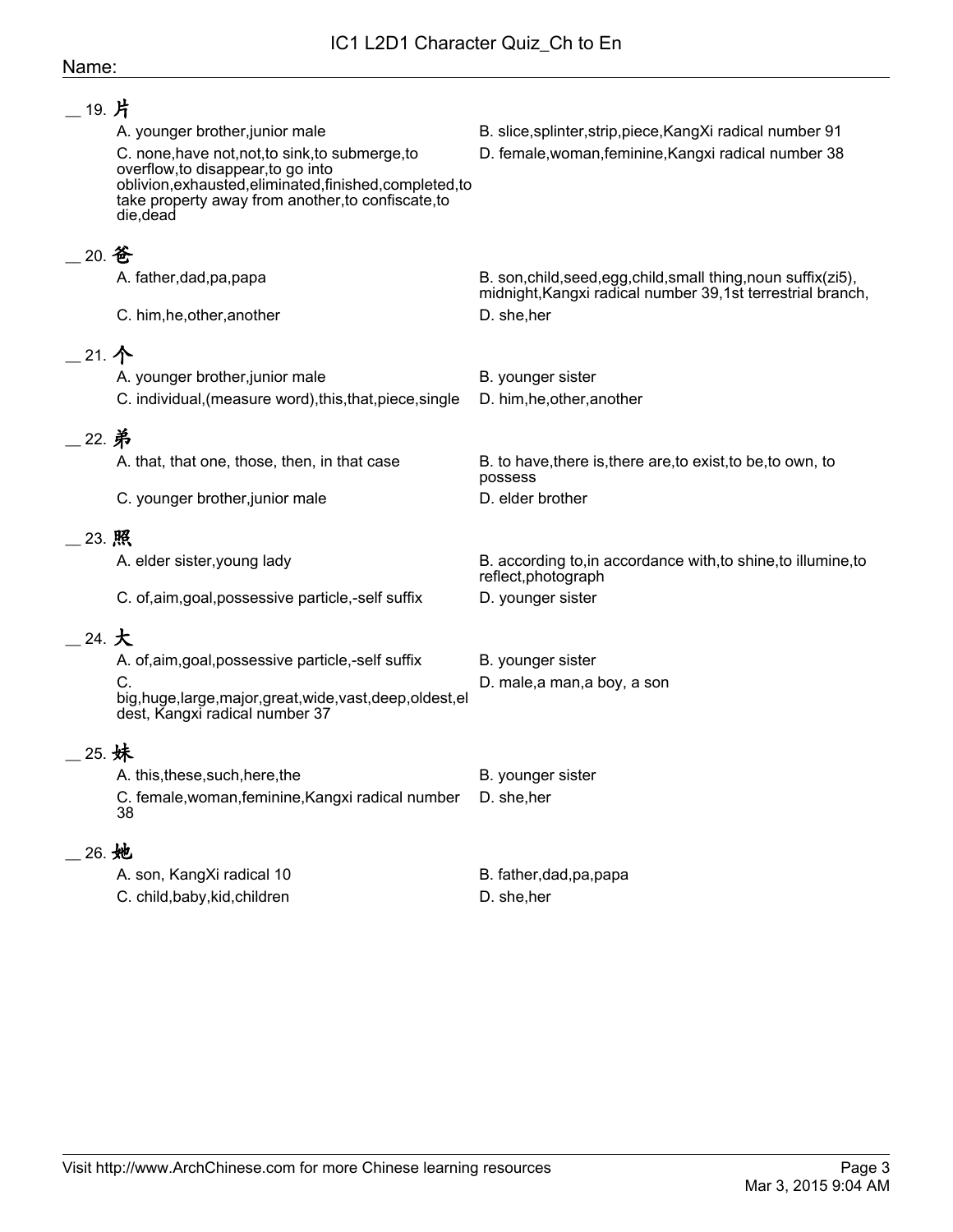# IC1 L2D1 Character Quiz_Ch to En

Name:

__ 19. 片

A. younger brother,junior male

B. slice,splinter,strip,piece,KangXi radical number 91

C. none,have not,not,to sink,to submerge,to overflow,to disappear,to go into oblivion,exhausted,eliminated,finished,completed,to take property away from another,to confiscate,to die,dead

D. female,woman,feminine,Kangxi radical number 38

__ 20. 爸

A. father,dad,pa,papa

B. son,child,seed,egg,child,small thing,noun suffix(zi5), midnight,Kangxi radical number 39,1st terrestrial branch,

C. him,he,other,another

D. she,her

__ 21. 个

A. younger brother,junior male

B. younger sister

C. individual,(measure word),this,that,piece,single

D. him,he,other,another

__ 22. 弟

A. that, that one, those, then, in that case

B. to have,there is,there are,to exist,to be,to own, to possess

C. younger brother,junior male

D. elder brother

__ 23. 照

A. elder sister,young lady

B. according to,in accordance with,to shine,to illumine,to reflect,photograph

C. of,aim,goal,possessive particle,-self suffix

D. younger sister

__ 24. 大

A. of,aim,goal,possessive particle,-self suffix

B. younger sister

C. big,huge,large,major,great,wide,vast,deep,oldest,eldest, Kangxi radical number 37

D. male,a man,a boy, a son

__ 25. 妹

A. this,these,such,here,the

B. younger sister

C. female,woman,feminine,Kangxi radical number 38

D. she,her

__ 26. 她

A. son, KangXi radical 10

B. father,dad,pa,papa

C. child,baby,kid,children

D. she,her

Visit http://www.ArchChinese.com for more Chinese learning resources

Mar 3, 2015 9:04 AM